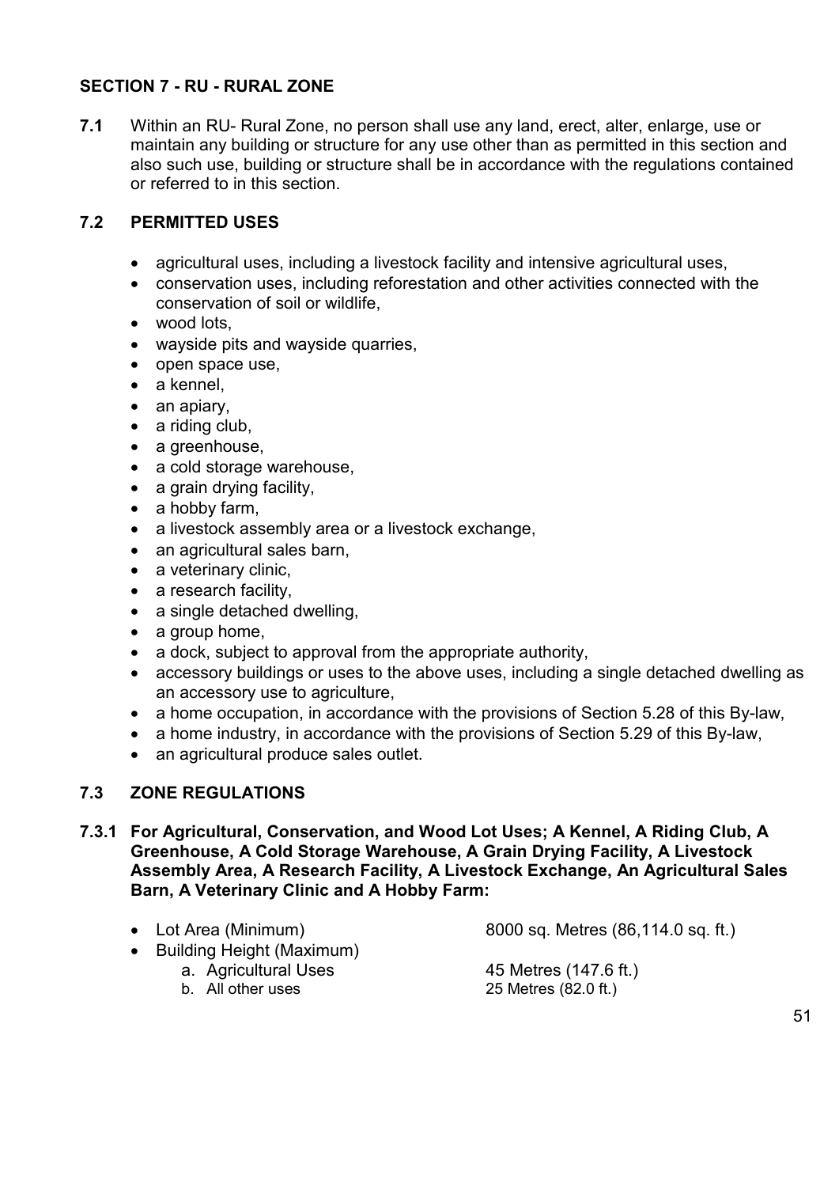## SECTION 7 - RU - RURAL ZONE

**7.1** Within an RU- Rural Zone, no person shall use any land, erect, alter, enlarge, use or maintain any building or structure for any use other than as permitted in this section and also such use, building or structure shall be in accordance with the regulations contained or referred to in this section.

### 7.2 PERMITTED USES

- agricultural uses, including a livestock facility and intensive agricultural uses,
- conservation uses, including reforestation and other activities connected with the conservation of soil or wildlife,
- wood lots,
- wayside pits and wayside quarries,
- open space use,
- a kennel,
- an apiary,
- a riding club,
- a greenhouse,
- a cold storage warehouse,
- a grain drying facility,
- a hobby farm,
- a livestock assembly area or a livestock exchange,
- an agricultural sales barn,
- a veterinary clinic,
- a research facility,
- a single detached dwelling,
- a group home,
- a dock, subject to approval from the appropriate authority,
- accessory buildings or uses to the above uses, including a single detached dwelling as an accessory use to agriculture,
- a home occupation, in accordance with the provisions of Section 5.28 of this By-law,
- a home industry, in accordance with the provisions of Section 5.29 of this By-law,
- an agricultural produce sales outlet.

### 7.3 ZONE REGULATIONS

**7.3.1 For Agricultural, Conservation, and Wood Lot Uses; A Kennel, A Riding Club, A Greenhouse, A Cold Storage Warehouse, A Grain Drying Facility, A Livestock Assembly Area, A Research Facility, A Livestock Exchange, An Agricultural Sales Barn, A Veterinary Clinic and A Hobby Farm:**

- Lot Area (Minimum) 8000 sq. Metres (86,114.0 sq. ft.)
- Building Height (Maximum)
  - a. Agricultural Uses 45 Metres (147.6 ft.)
  - b. All other uses 25 Metres (82.0 ft.)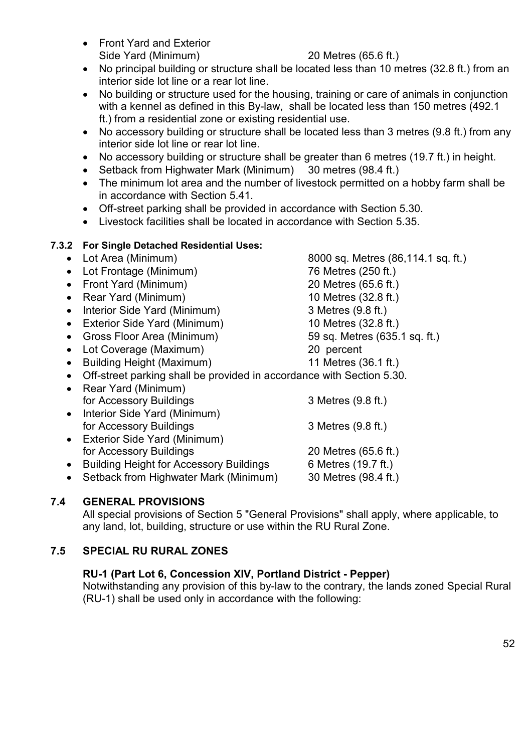- Front Yard and Exterior Side Yard (Minimum) 20 Metres (65.6 ft.)
- No principal building or structure shall be located less than 10 metres (32.8 ft.) from an interior side lot line or a rear lot line.
- No building or structure used for the housing, training or care of animals in conjunction with a kennel as defined in this By-law, shall be located less than 150 metres (492.1 ft.) from a residential zone or existing residential use.
- No accessory building or structure shall be located less than 3 metres (9.8 ft.) from any interior side lot line or rear lot line.
- No accessory building or structure shall be greater than 6 metres (19.7 ft.) in height.
- Setback from Highwater Mark (Minimum) 30 metres (98.4 ft.)
- The minimum lot area and the number of livestock permitted on a hobby farm shall be in accordance with Section 5.41.
- Off-street parking shall be provided in accordance with Section 5.30.
- Livestock facilities shall be located in accordance with Section 5.35.

**7.3.2 For Single Detached Residential Uses:**

- Lot Area (Minimum) 8000 sq. Metres (86,114.1 sq. ft.)
- Lot Frontage (Minimum) 76 Metres (250 ft.)
- Front Yard (Minimum) 20 Metres (65.6 ft.)
- Rear Yard (Minimum) 10 Metres (32.8 ft.)
- Interior Side Yard (Minimum) 3 Metres (9.8 ft.)
- Exterior Side Yard (Minimum) 10 Metres (32.8 ft.)
- Gross Floor Area (Minimum) 59 sq. Metres (635.1 sq. ft.)
- Lot Coverage (Maximum) 20 percent
- Building Height (Maximum) 11 Metres (36.1 ft.)
- Off-street parking shall be provided in accordance with Section 5.30.
- Rear Yard (Minimum) for Accessory Buildings 3 Metres (9.8 ft.)
- Interior Side Yard (Minimum) for Accessory Buildings 3 Metres (9.8 ft.)
- Exterior Side Yard (Minimum) for Accessory Buildings 20 Metres (65.6 ft.)
- Building Height for Accessory Buildings 6 Metres (19.7 ft.)
- Setback from Highwater Mark (Minimum) 30 Metres (98.4 ft.)

## 7.4 GENERAL PROVISIONS

All special provisions of Section 5 "General Provisions" shall apply, where applicable, to any land, lot, building, structure or use within the RU Rural Zone.

## 7.5 SPECIAL RU RURAL ZONES

**RU-1 (Part Lot 6, Concession XIV, Portland District - Pepper)**

Notwithstanding any provision of this by-law to the contrary, the lands zoned Special Rural (RU-1) shall be used only in accordance with the following: